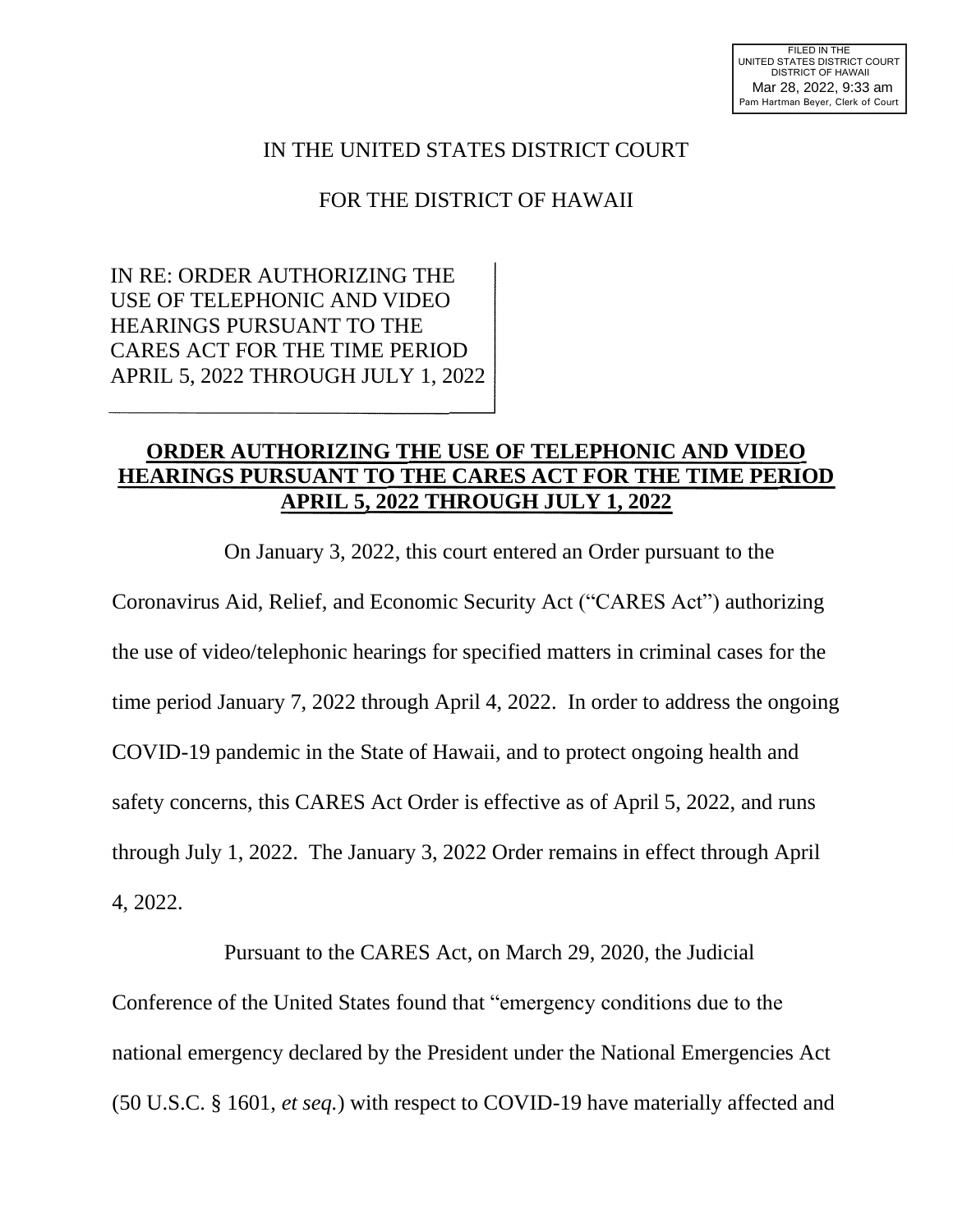FILED IN THE
UNITED STATES DISTRICT COURT
DISTRICT OF HAWAII
Mar 28, 2022, 9:33 am
Pam Hartman Beyer, Clerk of Court

IN THE UNITED STATES DISTRICT COURT

FOR THE DISTRICT OF HAWAII

IN RE: ORDER AUTHORIZING THE USE OF TELEPHONIC AND VIDEO HEARINGS PURSUANT TO THE CARES ACT FOR THE TIME PERIOD APRIL 5, 2022 THROUGH JULY 1, 2022

**ORDER AUTHORIZING THE USE OF TELEPHONIC AND VIDEO HEARINGS PURSUANT TO THE CARES ACT FOR THE TIME PERIOD APRIL 5, 2022 THROUGH JULY 1, 2022**

On January 3, 2022, this court entered an Order pursuant to the Coronavirus Aid, Relief, and Economic Security Act ("CARES Act") authorizing the use of video/telephonic hearings for specified matters in criminal cases for the time period January 7, 2022 through April 4, 2022. In order to address the ongoing COVID-19 pandemic in the State of Hawaii, and to protect ongoing health and safety concerns, this CARES Act Order is effective as of April 5, 2022, and runs through July 1, 2022. The January 3, 2022 Order remains in effect through April 4, 2022.

Pursuant to the CARES Act, on March 29, 2020, the Judicial Conference of the United States found that "emergency conditions due to the national emergency declared by the President under the National Emergencies Act (50 U.S.C. § 1601, *et seq.*) with respect to COVID-19 have materially affected and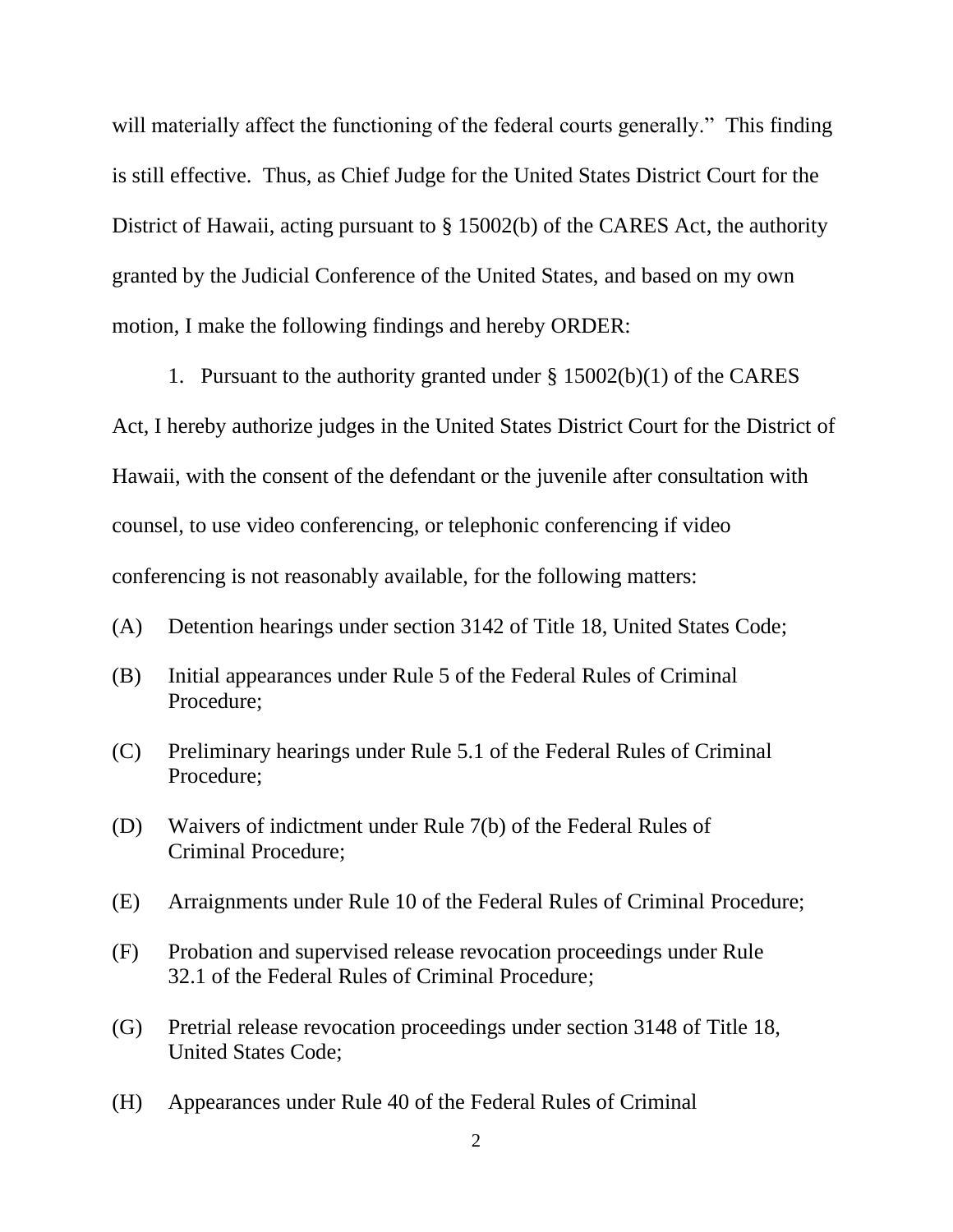will materially affect the functioning of the federal courts generally." This finding is still effective. Thus, as Chief Judge for the United States District Court for the District of Hawaii, acting pursuant to § 15002(b) of the CARES Act, the authority granted by the Judicial Conference of the United States, and based on my own motion, I make the following findings and hereby ORDER:

1. Pursuant to the authority granted under § 15002(b)(1) of the CARES Act, I hereby authorize judges in the United States District Court for the District of Hawaii, with the consent of the defendant or the juvenile after consultation with counsel, to use video conferencing, or telephonic conferencing if video conferencing is not reasonably available, for the following matters:

(A) Detention hearings under section 3142 of Title 18, United States Code;

(B) Initial appearances under Rule 5 of the Federal Rules of Criminal Procedure;

(C) Preliminary hearings under Rule 5.1 of the Federal Rules of Criminal Procedure;

(D) Waivers of indictment under Rule 7(b) of the Federal Rules of Criminal Procedure;

(E) Arraignments under Rule 10 of the Federal Rules of Criminal Procedure;

(F) Probation and supervised release revocation proceedings under Rule 32.1 of the Federal Rules of Criminal Procedure;

(G) Pretrial release revocation proceedings under section 3148 of Title 18, United States Code;

(H) Appearances under Rule 40 of the Federal Rules of Criminal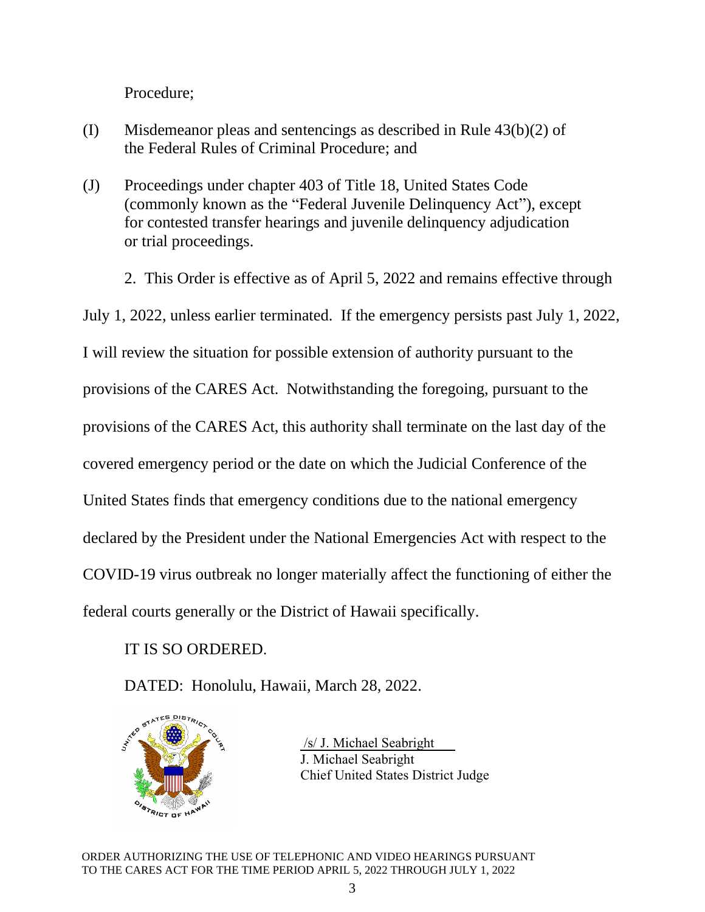Procedure;

(I) Misdemeanor pleas and sentencings as described in Rule 43(b)(2) of the Federal Rules of Criminal Procedure; and

(J) Proceedings under chapter 403 of Title 18, United States Code (commonly known as the "Federal Juvenile Delinquency Act"), except for contested transfer hearings and juvenile delinquency adjudication or trial proceedings.

2. This Order is effective as of April 5, 2022 and remains effective through July 1, 2022, unless earlier terminated. If the emergency persists past July 1, 2022, I will review the situation for possible extension of authority pursuant to the provisions of the CARES Act. Notwithstanding the foregoing, pursuant to the provisions of the CARES Act, this authority shall terminate on the last day of the covered emergency period or the date on which the Judicial Conference of the United States finds that emergency conditions due to the national emergency declared by the President under the National Emergencies Act with respect to the COVID-19 virus outbreak no longer materially affect the functioning of either the federal courts generally or the District of Hawaii specifically.

IT IS SO ORDERED.

DATED: Honolulu, Hawaii, March 28, 2022.

/s/ J. Michael Seabright
J. Michael Seabright
Chief United States District Judge

ORDER AUTHORIZING THE USE OF TELEPHONIC AND VIDEO HEARINGS PURSUANT TO THE CARES ACT FOR THE TIME PERIOD APRIL 5, 2022 THROUGH JULY 1, 2022